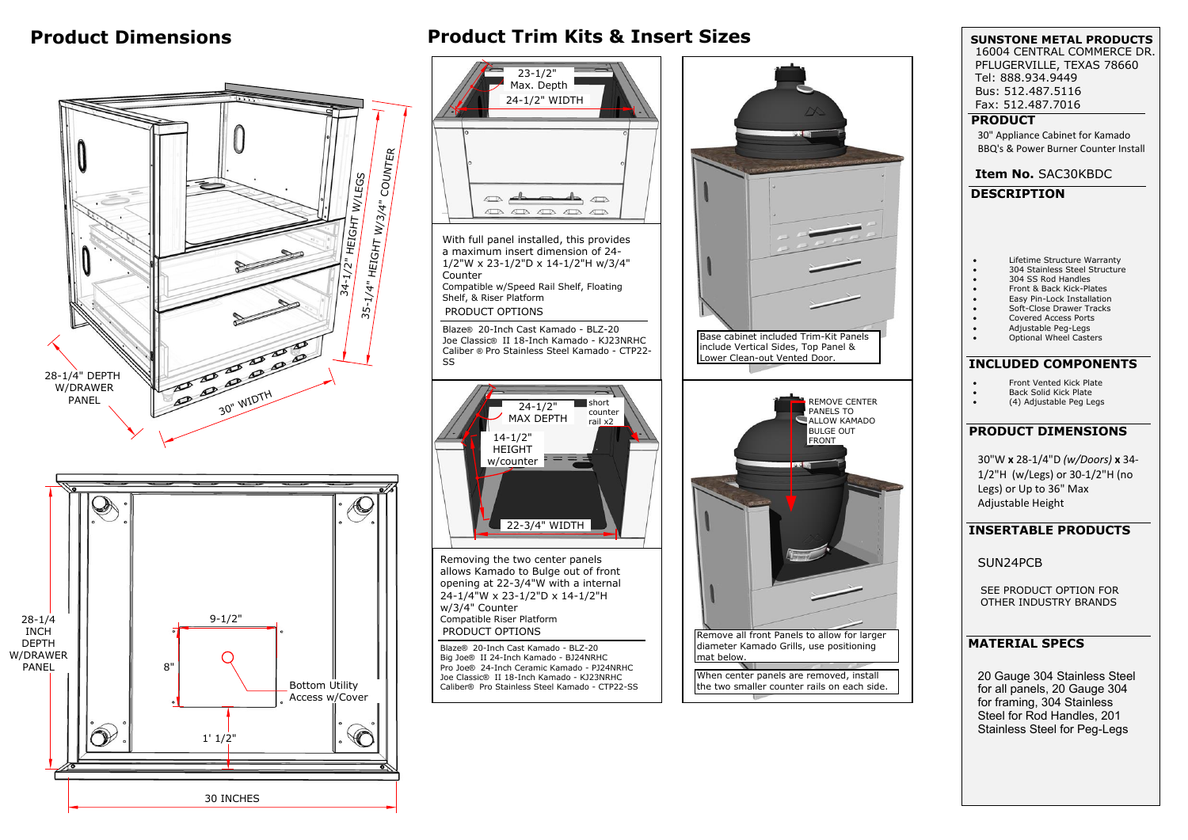# Product Dimensions

34-1/2" HEIGHT W/LEGS

35-1/4" HEIGHT W/3/4" COUNTER

28-1/4" DEPTH W/DRAWER PANEL

30" WIDTH

28-1/4 INCH DEPTH W/DRAWER PANEL

9-1/2"

8"

Bottom Utility Access w/Cover

1' 1/2"

30 INCHES

# Product Trim Kits & Insert Sizes

23-1/2" Max. Depth

24-1/2" WIDTH

With full panel installed, this provides a maximum insert dimension of 24-1/2"W x 23-1/2"D x 14-1/2"H w/3/4" Counter

Compatible w/Speed Rail Shelf, Floating Shelf, & Riser Platform

PRODUCT OPTIONS

Blaze® 20-Inch Cast Kamado - BLZ-20
Joe Classic® II 18-Inch Kamado - KJ23NRHC
Caliber ® Pro Stainless Steel Kamado - CTP22-SS

Base cabinet included Trim-Kit Panels include Vertical Sides, Top Panel & Lower Clean-out Vented Door.

24-1/2" MAX DEPTH

short counter rail x2

14-1/2" HEIGHT w/counter

22-3/4" WIDTH

Removing the two center panels allows Kamado to Bulge out of front opening at 22-3/4"W with a internal 24-1/4"W x 23-1/2"D x 14-1/2"H w/3/4" Counter

Compatible Riser Platform

PRODUCT OPTIONS

Blaze® 20-Inch Cast Kamado - BLZ-20
Big Joe® II 24-Inch Kamado - BJ24NRHC
Pro Joe® 24-Inch Ceramic Kamado - PJ24NRHC
Joe Classic® II 18-Inch Kamado - KJ23NRHC
Caliber® Pro Stainless Steel Kamado - CTP22-SS

REMOVE CENTER PANELS TO ALLOW KAMADO BULGE OUT FRONT

Remove all front Panels to allow for larger diameter Kamado Grills, use positioning mat below.

When center panels are removed, install the two smaller counter rails on each side.

**SUNSTONE METAL PRODUCTS**
16004 CENTRAL COMMERCE DR.
PFLUGERVILLE, TEXAS 78660
Tel: 888.934.9449
Bus: 512.487.5116
Fax: 512.487.7016

## PRODUCT

30" Appliance Cabinet for Kamado BBQ's & Power Burner Counter Install

**Item No.** SAC30KBDC

## DESCRIPTION

- Lifetime Structure Warranty
- 304 Stainless Steel Structure
- 304 SS Rod Handles
- Front & Back Kick-Plates
- Easy Pin-Lock Installation
- Soft-Close Drawer Tracks
- Covered Access Ports
- Adjustable Peg-Legs
- Optional Wheel Casters

## INCLUDED COMPONENTS

- Front Vented Kick Plate
- Back Solid Kick Plate
- (4) Adjustable Peg Legs

## PRODUCT DIMENSIONS

30"W **x** 28-1/4"D *(w/Doors)* **x** 34-1/2"H (w/Legs) or 30-1/2"H (no Legs) or Up to 36" Max Adjustable Height

## INSERTABLE PRODUCTS

SUN24PCB

SEE PRODUCT OPTION FOR OTHER INDUSTRY BRANDS

## MATERIAL SPECS

20 Gauge 304 Stainless Steel for all panels, 20 Gauge 304 for framing, 304 Stainless Steel for Rod Handles, 201 Stainless Steel for Peg-Legs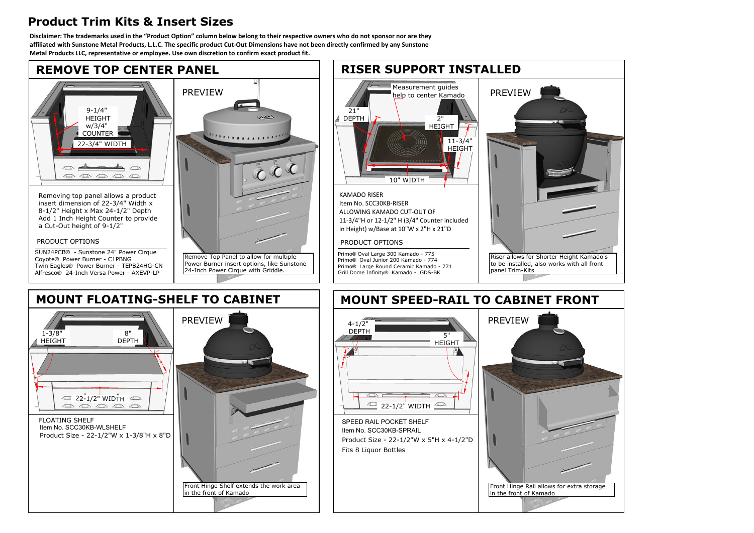# Product Trim Kits & Insert Sizes

**Disclaimer: The trademarks used in the "Product Option" column below belong to their respective owners who do not sponsor nor are they affiliated with Sunstone Metal Products, L.L.C. The specific product Cut-Out Dimensions have not been directly confirmed by any Sunstone Metal Products LLC, representative or employee. Use own discretion to confirm exact product fit.**

## REMOVE TOP CENTER PANEL

9-1/4" HEIGHT w/3/4" COUNTER

22-3/4" WIDTH

PREVIEW

Removing top panel allows a product insert dimension of 22-3/4" Width x 8-1/2" Height x Max 24-1/2" Depth Add 1 Inch Height Counter to provide a Cut-Out height of 9-1/2"

PRODUCT OPTIONS

SUN24PCB® - Sunstone 24" Power Cirque
Coyote® Power Burner - C1PBNG
Twin Eagles® Power Burner - TEPB24HG-CN
Alfresco® 24-Inch Versa Power - AXEVP-LP

Remove Top Panel to allow for multiple Power Burner insert options, like Sunstone 24-Inch Power Cirque with Griddle.

## RISER SUPPORT INSTALLED

Measurement guides help to center Kamado

21" DEPTH

2" HEIGHT

11-3/4" HEIGHT

10" WIDTH

PREVIEW

KAMADO RISER
Item No. SCC30KB-RISER
ALLOWING KAMADO CUT-OUT OF 11-3/4"H or 12-1/2" H (3/4" Counter included in Height) w/Base at 10"W x 2"H x 21"D

PRODUCT OPTIONS

Primo® Oval Large 300 Kamado - 775
Primo® Oval Junior 200 Kamado - 774
Primo® Large Round Ceramic Kamado - 771
Grill Dome Infinity® Kamado - GDS-BK

Riser allows for Shorter Height Kamado's to be installed, also works with all front panel Trim-Kits

## MOUNT FLOATING-SHELF TO CABINET

1-3/8" HEIGHT

8" DEPTH

22-1/2" WIDTH

PREVIEW

FLOATING SHELF
Item No. SCC30KB-WLSHELF
Product Size - 22-1/2"W x 1-3/8"H x 8"D

Front Hinge Shelf extends the work area in the front of Kamado

## MOUNT SPEED-RAIL TO CABINET FRONT

4-1/2" DEPTH

5" HEIGHT

22-1/2" WIDTH

PREVIEW

SPEED RAIL POCKET SHELF
Item No. SCC30KB-SPRAIL
Product Size - 22-1/2"W x 5"H x 4-1/2"D
Fits 8 Liquor Bottles

Front Hinge Rail allows for extra storage in the front of Kamado